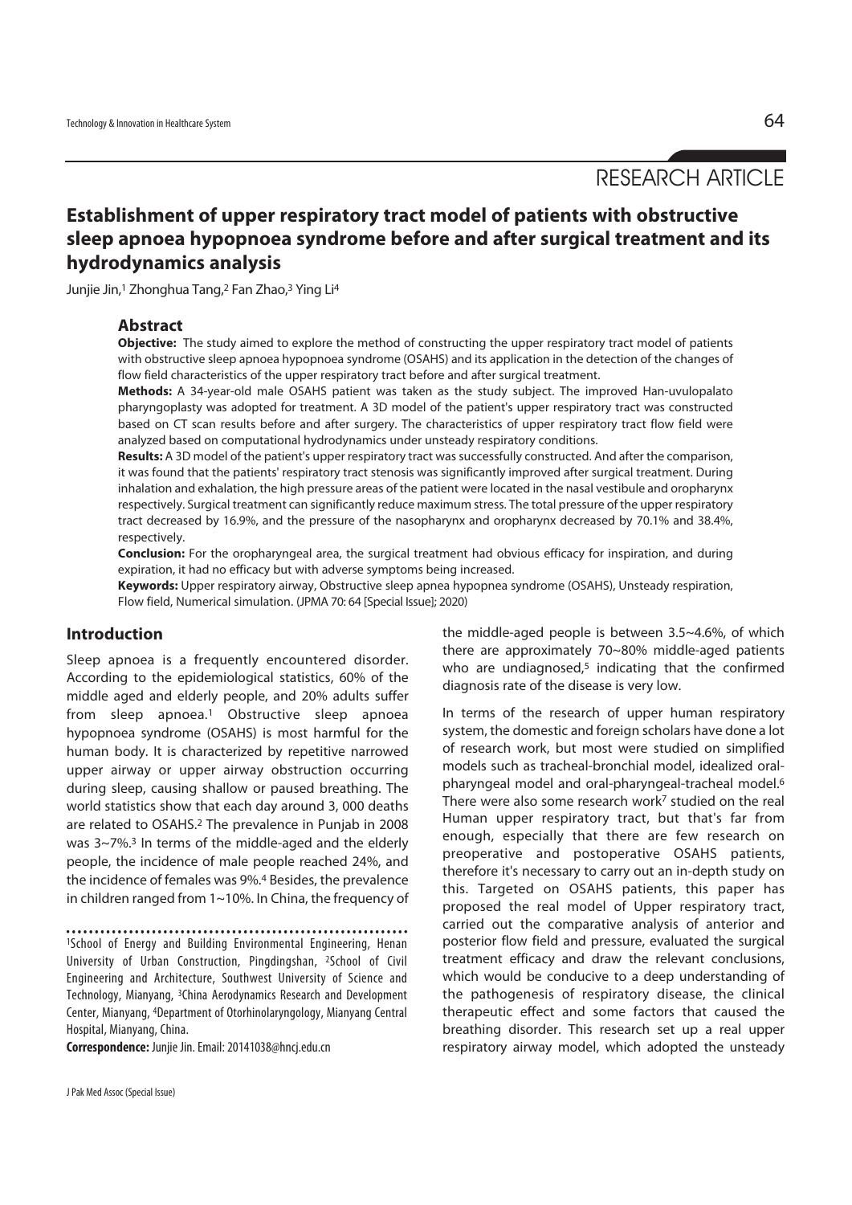RESEARCH ARTICLE

# Establishment of upper respiratory tract model of patients with obstructive sleep apnoea hypopnoea syndrome before and after surgical treatment and its hydrodynamics analysis

Junjie Jin,[1] Zhonghua Tang,[2] Fan Zhao,[3] Ying Li[4]

## Abstract

**Objective:** The study aimed to explore the method of constructing the upper respiratory tract model of patients with obstructive sleep apnoea hypopnoea syndrome (OSAHS) and its application in the detection of the changes of flow field characteristics of the upper respiratory tract before and after surgical treatment.

**Methods:** A 34-year-old male OSAHS patient was taken as the study subject. The improved Han-uvulopalato pharyngoplasty was adopted for treatment. A 3D model of the patient's upper respiratory tract was constructed based on CT scan results before and after surgery. The characteristics of upper respiratory tract flow field were analyzed based on computational hydrodynamics under unsteady respiratory conditions.

**Results:** A 3D model of the patient's upper respiratory tract was successfully constructed. And after the comparison, it was found that the patients' respiratory tract stenosis was significantly improved after surgical treatment. During inhalation and exhalation, the high pressure areas of the patient were located in the nasal vestibule and oropharynx respectively. Surgical treatment can significantly reduce maximum stress. The total pressure of the upper respiratory tract decreased by 16.9%, and the pressure of the nasopharynx and oropharynx decreased by 70.1% and 38.4%, respectively.

**Conclusion:** For the oropharyngeal area, the surgical treatment had obvious efficacy for inspiration, and during expiration, it had no efficacy but with adverse symptoms being increased.

**Keywords:** Upper respiratory airway, Obstructive sleep apnea hypopnea syndrome (OSAHS), Unsteady respiration, Flow field, Numerical simulation. (JPMA 70: 64 [Special Issue]; 2020)

## Introduction

Sleep apnoea is a frequently encountered disorder. According to the epidemiological statistics, 60% of the middle aged and elderly people, and 20% adults suffer from sleep apnoea.[1] Obstructive sleep apnoea hypopnoea syndrome (OSAHS) is most harmful for the human body. It is characterized by repetitive narrowed upper airway or upper airway obstruction occurring during sleep, causing shallow or paused breathing. The world statistics show that each day around 3, 000 deaths are related to OSAHS.[2] The prevalence in Punjab in 2008 was 3~7%.[3] In terms of the middle-aged and the elderly people, the incidence of male people reached 24%, and the incidence of females was 9%.[4] Besides, the prevalence in children ranged from 1~10%. In China, the frequency of the middle-aged people is between 3.5~4.6%, of which there are approximately 70~80% middle-aged patients who are undiagnosed,[5] indicating that the confirmed diagnosis rate of the disease is very low.

In terms of the research of upper human respiratory system, the domestic and foreign scholars have done a lot of research work, but most were studied on simplified models such as tracheal-bronchial model, idealized oral-pharyngeal model and oral-pharyngeal-tracheal model.[6] There were also some research work[7] studied on the real Human upper respiratory tract, but that's far from enough, especially that there are few research on preoperative and postoperative OSAHS patients, therefore it's necessary to carry out an in-depth study on this. Targeted on OSAHS patients, this paper has proposed the real model of Upper respiratory tract, carried out the comparative analysis of anterior and posterior flow field and pressure, evaluated the surgical treatment efficacy and draw the relevant conclusions, which would be conducive to a deep understanding of the pathogenesis of respiratory disease, the clinical therapeutic effect and some factors that caused the breathing disorder. This research set up a real upper respiratory airway model, which adopted the unsteady

[1]School of Energy and Building Environmental Engineering, Henan University of Urban Construction, Pingdingshan, [2]School of Civil Engineering and Architecture, Southwest University of Science and Technology, Mianyang, [3]China Aerodynamics Research and Development Center, Mianyang, [4]Department of Otorhinolaryngology, Mianyang Central Hospital, Mianyang, China.

**Correspondence:** Junjie Jin. Email: 20141038@hncj.edu.cn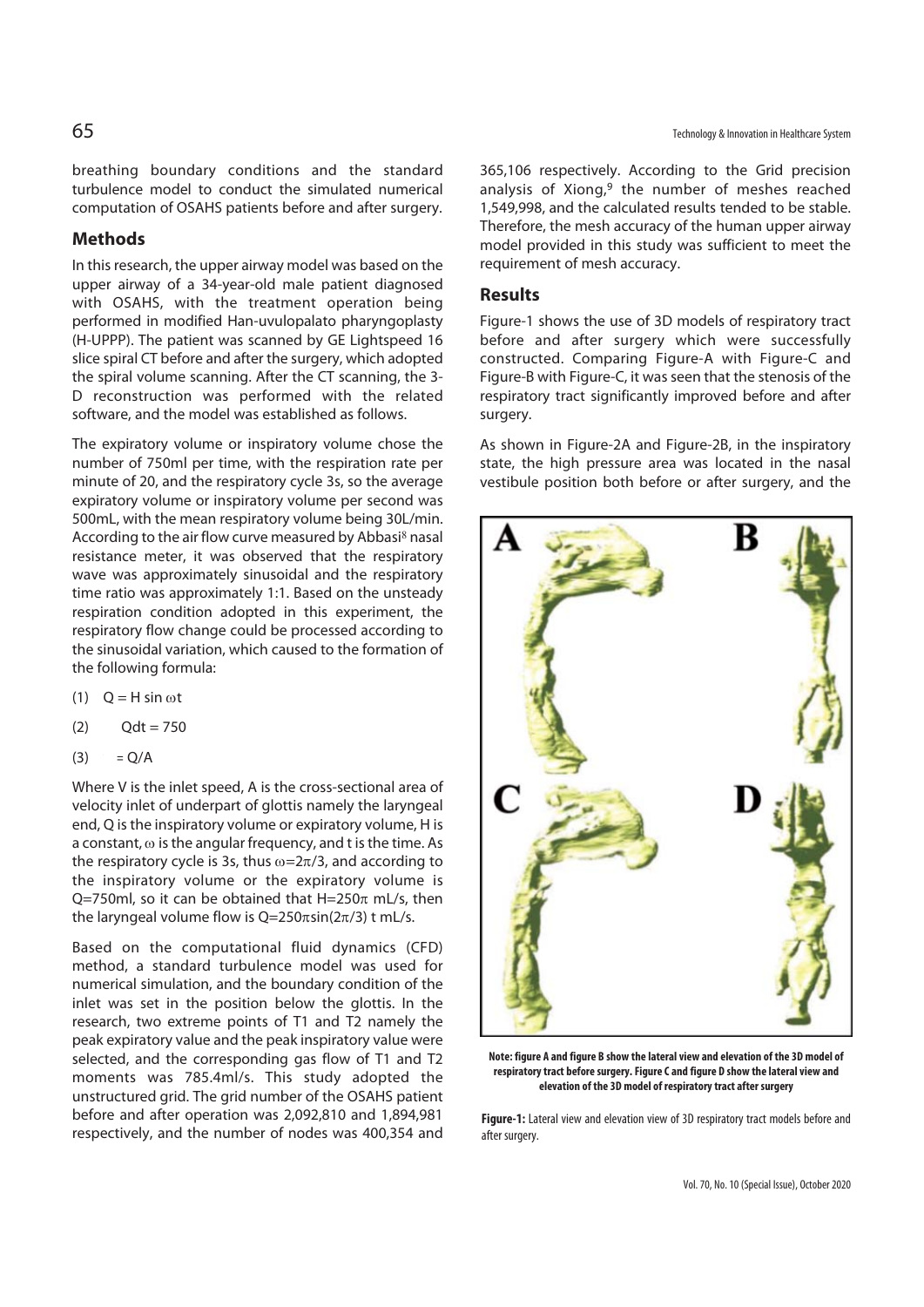breathing boundary conditions and the standard turbulence model to conduct the simulated numerical computation of OSAHS patients before and after surgery.

## Methods

In this research, the upper airway model was based on the upper airway of a 34-year-old male patient diagnosed with OSAHS, with the treatment operation being performed in modified Han-uvulopalato pharyngoplasty (H-UPPP). The patient was scanned by GE Lightspeed 16 slice spiral CT before and after the surgery, which adopted the spiral volume scanning. After the CT scanning, the 3-D reconstruction was performed with the related software, and the model was established as follows.

The expiratory volume or inspiratory volume chose the number of 750ml per time, with the respiration rate per minute of 20, and the respiratory cycle 3s, so the average expiratory volume or inspiratory volume per second was 500mL, with the mean respiratory volume being 30L/min. According to the air flow curve measured by Abbasi[8] nasal resistance meter, it was observed that the respiratory wave was approximately sinusoidal and the respiratory time ratio was approximately 1:1. Based on the unsteady respiration condition adopted in this experiment, the respiratory flow change could be processed according to the sinusoidal variation, which caused to the formation of the following formula:

(1) $Q = H \sin \omega t$

(2) $Qdt = 750$

(3) $= Q/A$

Where V is the inlet speed, A is the cross-sectional area of velocity inlet of underpart of glottis namely the laryngeal end, Q is the inspiratory volume or expiratory volume, H is a constant, $\omega$ is the angular frequency, and t is the time. As the respiratory cycle is 3s, thus $\omega=2\pi/3$, and according to the inspiratory volume or the expiratory volume is Q=750ml, so it can be obtained that $H=250\pi$ mL/s, then the laryngeal volume flow is $Q=250\pi\sin(2\pi/3)$ t mL/s.

Based on the computational fluid dynamics (CFD) method, a standard turbulence model was used for numerical simulation, and the boundary condition of the inlet was set in the position below the glottis. In the research, two extreme points of T1 and T2 namely the peak expiratory value and the peak inspiratory value were selected, and the corresponding gas flow of T1 and T2 moments was 785.4ml/s. This study adopted the unstructured grid. The grid number of the OSAHS patient before and after operation was 2,092,810 and 1,894,981 respectively, and the number of nodes was 400,354 and 365,106 respectively. According to the Grid precision analysis of Xiong,[9] the number of meshes reached 1,549,998, and the calculated results tended to be stable. Therefore, the mesh accuracy of the human upper airway model provided in this study was sufficient to meet the requirement of mesh accuracy.

## Results

Figure-1 shows the use of 3D models of respiratory tract before and after surgery which were successfully constructed. Comparing Figure-A with Figure-C and Figure-B with Figure-C, it was seen that the stenosis of the respiratory tract significantly improved before and after surgery.

As shown in Figure-2A and Figure-2B, in the inspiratory state, the high pressure area was located in the nasal vestibule position both before or after surgery, and the

A

B

C

D

**Note: figure A and figure B show the lateral view and elevation of the 3D model of respiratory tract before surgery. Figure C and figure D show the lateral view and elevation of the 3D model of respiratory tract after surgery**

**Figure-1:** Lateral view and elevation view of 3D respiratory tract models before and after surgery.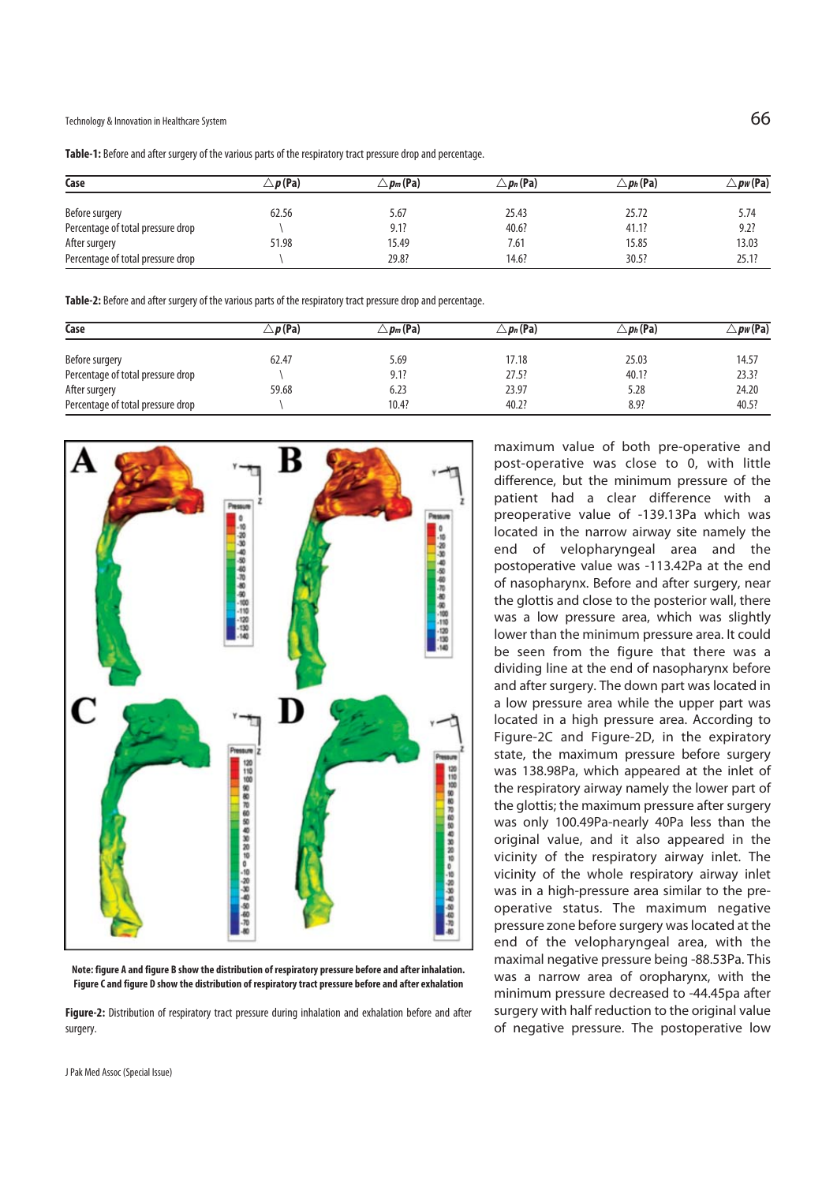**Table-1:** Before and after surgery of the various parts of the respiratory tract pressure drop and percentage.

| Case | $\triangle p$ (Pa) | $\triangle p_m$ (Pa) | $\triangle p_n$ (Pa) | $\triangle p_h$ (Pa) | $\triangle p_W$ (Pa) |
|---|---|---|---|---|---|
| Before surgery | 62.56 | 5.67 | 25.43 | 25.72 | 5.74 |
| Percentage of total pressure drop | \ | 9.1? | 40.6? | 41.1? | 9.2? |
| After surgery | 51.98 | 15.49 | 7.61 | 15.85 | 13.03 |
| Percentage of total pressure drop | \ | 29.8? | 14.6? | 30.5? | 25.1? |

**Table-2:** Before and after surgery of the various parts of the respiratory tract pressure drop and percentage.

| Case | $\triangle p$ (Pa) | $\triangle p_m$ (Pa) | $\triangle p_n$ (Pa) | $\triangle p_h$ (Pa) | $\triangle p_W$ (Pa) |
|---|---|---|---|---|---|
| Before surgery | 62.47 | 5.69 | 17.18 | 25.03 | 14.57 |
| Percentage of total pressure drop | \ | 9.1? | 27.5? | 40.1? | 23.3? |
| After surgery | 59.68 | 6.23 | 23.97 | 5.28 | 24.20 |
| Percentage of total pressure drop | \ | 10.4? | 40.2? | 8.9? | 40.5? |

**Note: figure A and figure B show the distribution of respiratory pressure before and after inhalation. Figure C and figure D show the distribution of respiratory tract pressure before and after exhalation**

**Figure-2:** Distribution of respiratory tract pressure during inhalation and exhalation before and after surgery.

maximum value of both pre-operative and post-operative was close to 0, with little difference, but the minimum pressure of the patient had a clear difference with a preoperative value of -139.13Pa which was located in the narrow airway site namely the end of velopharyngeal area and the postoperative value was -113.42Pa at the end of nasopharynx. Before and after surgery, near the glottis and close to the posterior wall, there was a low pressure area, which was slightly lower than the minimum pressure area. It could be seen from the figure that there was a dividing line at the end of nasopharynx before and after surgery. The down part was located in a low pressure area while the upper part was located in a high pressure area. According to Figure-2C and Figure-2D, in the expiratory state, the maximum pressure before surgery was 138.98Pa, which appeared at the inlet of the respiratory airway namely the lower part of the glottis; the maximum pressure after surgery was only 100.49Pa-nearly 40Pa less than the original value, and it also appeared in the vicinity of the respiratory airway inlet. The vicinity of the whole respiratory airway inlet was in a high-pressure area similar to the pre-operative status. The maximum negative pressure zone before surgery was located at the end of the velopharyngeal area, with the maximal negative pressure being -88.53Pa. This was a narrow area of oropharynx, with the minimum pressure decreased to -44.45pa after surgery with half reduction to the original value of negative pressure. The postoperative low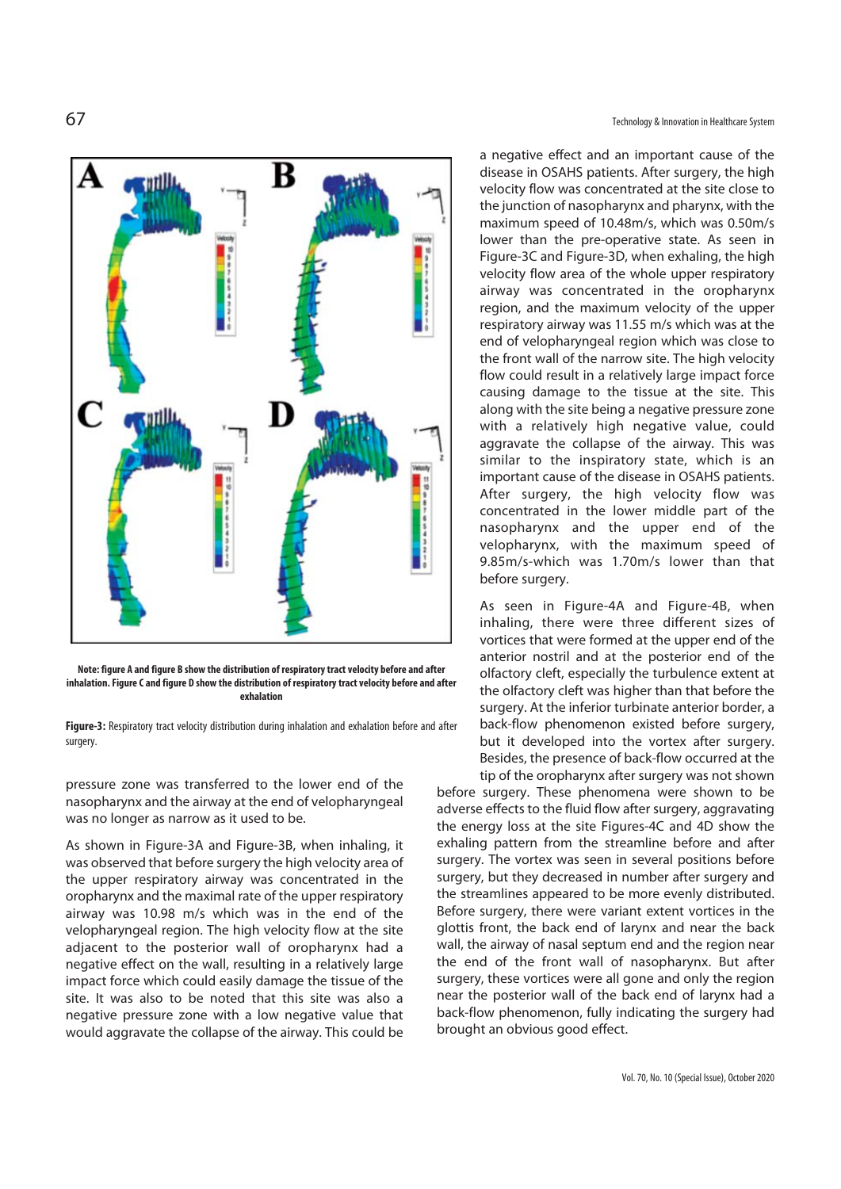Note: figure A and figure B show the distribution of respiratory tract velocity before and after inhalation. Figure C and figure D show the distribution of respiratory tract velocity before and after exhalation

**Figure-3:** Respiratory tract velocity distribution during inhalation and exhalation before and after surgery.

pressure zone was transferred to the lower end of the nasopharynx and the airway at the end of velopharyngeal was no longer as narrow as it used to be.

As shown in Figure-3A and Figure-3B, when inhaling, it was observed that before surgery the high velocity area of the upper respiratory airway was concentrated in the oropharynx and the maximal rate of the upper respiratory airway was 10.98 m/s which was in the end of the velopharyngeal region. The high velocity flow at the site adjacent to the posterior wall of oropharynx had a negative effect on the wall, resulting in a relatively large impact force which could easily damage the tissue of the site. It was also to be noted that this site was also a negative pressure zone with a low negative value that would aggravate the collapse of the airway. This could be a negative effect and an important cause of the disease in OSAHS patients. After surgery, the high velocity flow was concentrated at the site close to the junction of nasopharynx and pharynx, with the maximum speed of 10.48m/s, which was 0.50m/s lower than the pre-operative state. As seen in Figure-3C and Figure-3D, when exhaling, the high velocity flow area of the whole upper respiratory airway was concentrated in the oropharynx region, and the maximum velocity of the upper respiratory airway was 11.55 m/s which was at the end of velopharyngeal region which was close to the front wall of the narrow site. The high velocity flow could result in a relatively large impact force causing damage to the tissue at the site. This along with the site being a negative pressure zone with a relatively high negative value, could aggravate the collapse of the airway. This was similar to the inspiratory state, which is an important cause of the disease in OSAHS patients. After surgery, the high velocity flow was concentrated in the lower middle part of the nasopharynx and the upper end of the velopharynx, with the maximum speed of 9.85m/s-which was 1.70m/s lower than that before surgery.

As seen in Figure-4A and Figure-4B, when inhaling, there were three different sizes of vortices that were formed at the upper end of the anterior nostril and at the posterior end of the olfactory cleft, especially the turbulence extent at the olfactory cleft was higher than that before the surgery. At the inferior turbinate anterior border, a back-flow phenomenon existed before surgery, but it developed into the vortex after surgery. Besides, the presence of back-flow occurred at the tip of the oropharynx after surgery was not shown before surgery. These phenomena were shown to be adverse effects to the fluid flow after surgery, aggravating the energy loss at the site Figures-4C and 4D show the exhaling pattern from the streamline before and after surgery. The vortex was seen in several positions before surgery, but they decreased in number after surgery and the streamlines appeared to be more evenly distributed. Before surgery, there were variant extent vortices in the glottis front, the back end of larynx and near the back wall, the airway of nasal septum end and the region near the end of the front wall of nasopharynx. But after surgery, these vortices were all gone and only the region near the posterior wall of the back end of larynx had a back-flow phenomenon, fully indicating the surgery had brought an obvious good effect.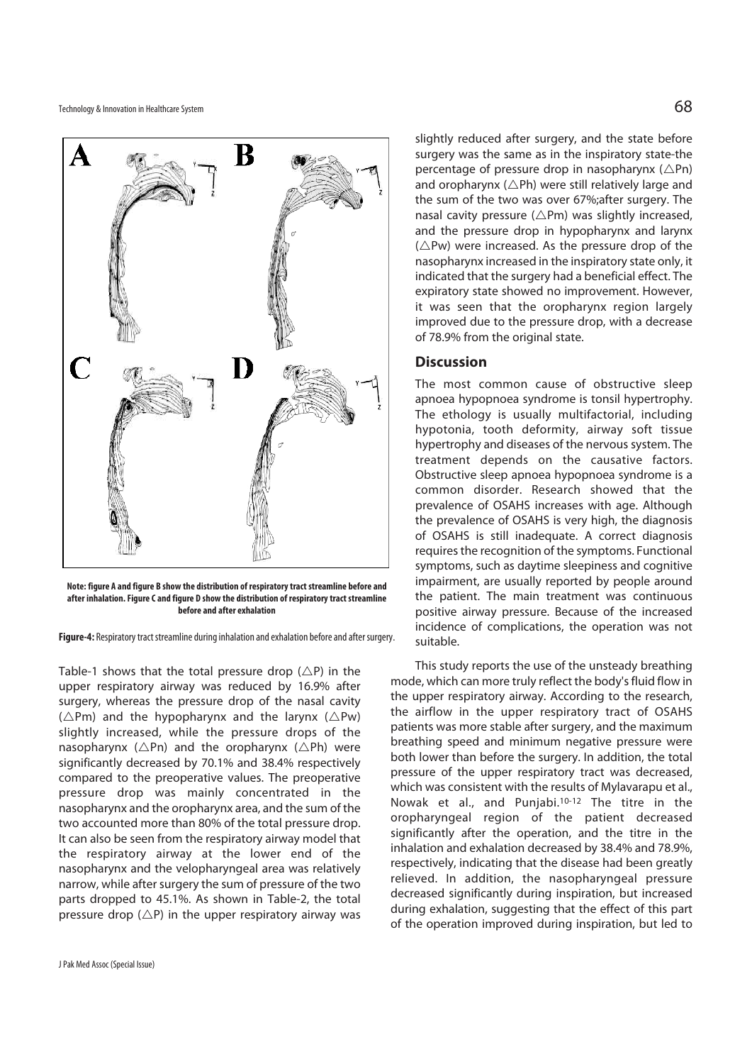A B C D

Note: figure A and figure B show the distribution of respiratory tract streamline before and after inhalation. Figure C and figure D show the distribution of respiratory tract streamline before and after exhalation

**Figure-4:** Respiratory tract streamline during inhalation and exhalation before and after surgery.

Table-1 shows that the total pressure drop (△P) in the upper respiratory airway was reduced by 16.9% after surgery, whereas the pressure drop of the nasal cavity (△Pm) and the hypopharynx and the larynx (△Pw) slightly increased, while the pressure drops of the nasopharynx (△Pn) and the oropharynx (△Ph) were significantly decreased by 70.1% and 38.4% respectively compared to the preoperative values. The preoperative pressure drop was mainly concentrated in the nasopharynx and the oropharynx area, and the sum of the two accounted more than 80% of the total pressure drop. It can also be seen from the respiratory airway model that the respiratory airway at the lower end of the nasopharynx and the velopharyngeal area was relatively narrow, while after surgery the sum of pressure of the two parts dropped to 45.1%. As shown in Table-2, the total pressure drop (△P) in the upper respiratory airway was slightly reduced after surgery, and the state before surgery was the same as in the inspiratory state-the percentage of pressure drop in nasopharynx (△Pn) and oropharynx (△Ph) were still relatively large and the sum of the two was over 67%;after surgery. The nasal cavity pressure (△Pm) was slightly increased, and the pressure drop in hypopharynx and larynx (△Pw) were increased. As the pressure drop of the nasopharynx increased in the inspiratory state only, it indicated that the surgery had a beneficial effect. The expiratory state showed no improvement. However, it was seen that the oropharynx region largely improved due to the pressure drop, with a decrease of 78.9% from the original state.

## Discussion

The most common cause of obstructive sleep apnoea hypopnoea syndrome is tonsil hypertrophy. The ethology is usually multifactorial, including hypotonia, tooth deformity, airway soft tissue hypertrophy and diseases of the nervous system. The treatment depends on the causative factors. Obstructive sleep apnoea hypopnoea syndrome is a common disorder. Research showed that the prevalence of OSAHS increases with age. Although the prevalence of OSAHS is very high, the diagnosis of OSAHS is still inadequate. A correct diagnosis requires the recognition of the symptoms. Functional symptoms, such as daytime sleepiness and cognitive impairment, are usually reported by people around the patient. The main treatment was continuous positive airway pressure. Because of the increased incidence of complications, the operation was not suitable.

This study reports the use of the unsteady breathing mode, which can more truly reflect the body's fluid flow in the upper respiratory airway. According to the research, the airflow in the upper respiratory tract of OSAHS patients was more stable after surgery, and the maximum breathing speed and minimum negative pressure were both lower than before the surgery. In addition, the total pressure of the upper respiratory tract was decreased, which was consistent with the results of Mylavarapu et al., Nowak et al., and Punjabi.[10-12] The titre in the oropharyngeal region of the patient decreased significantly after the operation, and the titre in the inhalation and exhalation decreased by 38.4% and 78.9%, respectively, indicating that the disease had been greatly relieved. In addition, the nasopharyngeal pressure decreased significantly during inspiration, but increased during exhalation, suggesting that the effect of this part of the operation improved during inspiration, but led to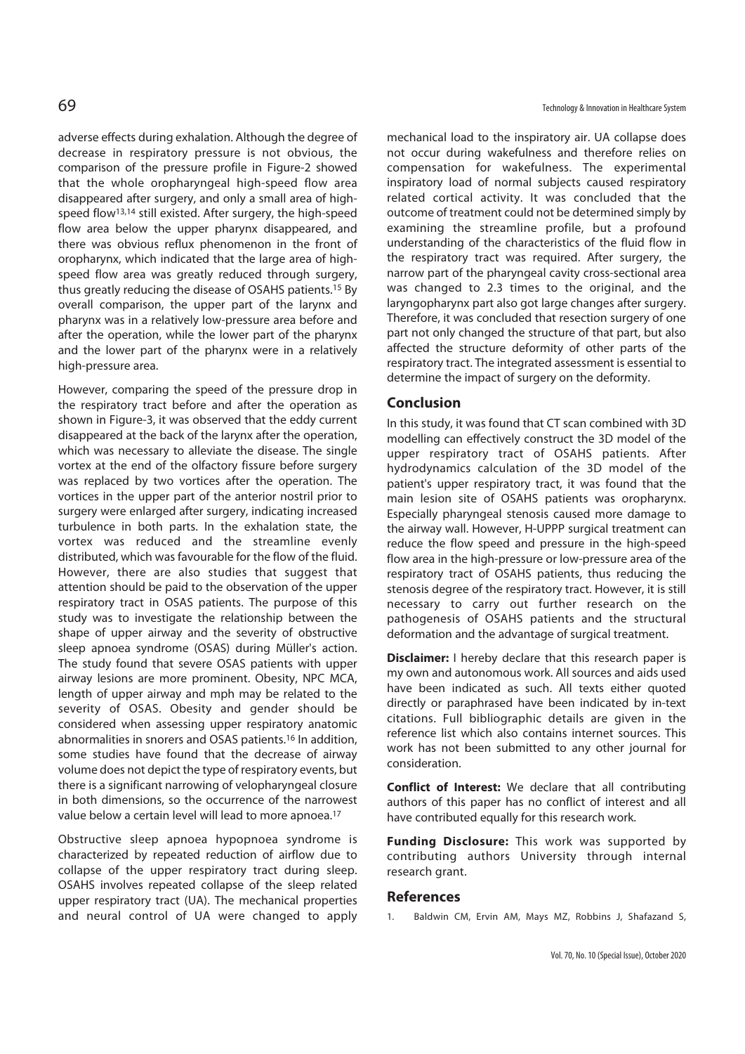adverse effects during exhalation. Although the degree of decrease in respiratory pressure is not obvious, the comparison of the pressure profile in Figure-2 showed that the whole oropharyngeal high-speed flow area disappeared after surgery, and only a small area of high-speed flow[13,14] still existed. After surgery, the high-speed flow area below the upper pharynx disappeared, and there was obvious reflux phenomenon in the front of oropharynx, which indicated that the large area of high-speed flow area was greatly reduced through surgery, thus greatly reducing the disease of OSAHS patients.[15] By overall comparison, the upper part of the larynx and pharynx was in a relatively low-pressure area before and after the operation, while the lower part of the pharynx and the lower part of the pharynx were in a relatively high-pressure area.

However, comparing the speed of the pressure drop in the respiratory tract before and after the operation as shown in Figure-3, it was observed that the eddy current disappeared at the back of the larynx after the operation, which was necessary to alleviate the disease. The single vortex at the end of the olfactory fissure before surgery was replaced by two vortices after the operation. The vortices in the upper part of the anterior nostril prior to surgery were enlarged after surgery, indicating increased turbulence in both parts. In the exhalation state, the vortex was reduced and the streamline evenly distributed, which was favourable for the flow of the fluid. However, there are also studies that suggest that attention should be paid to the observation of the upper respiratory tract in OSAS patients. The purpose of this study was to investigate the relationship between the shape of upper airway and the severity of obstructive sleep apnoea syndrome (OSAS) during Müller's action. The study found that severe OSAS patients with upper airway lesions are more prominent. Obesity, NPC MCA, length of upper airway and mph may be related to the severity of OSAS. Obesity and gender should be considered when assessing upper respiratory anatomic abnormalities in snorers and OSAS patients.[16] In addition, some studies have found that the decrease of airway volume does not depict the type of respiratory events, but there is a significant narrowing of velopharyngeal closure in both dimensions, so the occurrence of the narrowest value below a certain level will lead to more apnoea.[17]

Obstructive sleep apnoea hypopnoea syndrome is characterized by repeated reduction of airflow due to collapse of the upper respiratory tract during sleep. OSAHS involves repeated collapse of the sleep related upper respiratory tract (UA). The mechanical properties and neural control of UA were changed to apply mechanical load to the inspiratory air. UA collapse does not occur during wakefulness and therefore relies on compensation for wakefulness. The experimental inspiratory load of normal subjects caused respiratory related cortical activity. It was concluded that the outcome of treatment could not be determined simply by examining the streamline profile, but a profound understanding of the characteristics of the fluid flow in the respiratory tract was required. After surgery, the narrow part of the pharyngeal cavity cross-sectional area was changed to 2.3 times to the original, and the laryngopharynx part also got large changes after surgery. Therefore, it was concluded that resection surgery of one part not only changed the structure of that part, but also affected the structure deformity of other parts of the respiratory tract. The integrated assessment is essential to determine the impact of surgery on the deformity.

## Conclusion

In this study, it was found that CT scan combined with 3D modelling can effectively construct the 3D model of the upper respiratory tract of OSAHS patients. After hydrodynamics calculation of the 3D model of the patient's upper respiratory tract, it was found that the main lesion site of OSAHS patients was oropharynx. Especially pharyngeal stenosis caused more damage to the airway wall. However, H-UPPP surgical treatment can reduce the flow speed and pressure in the high-speed flow area in the high-pressure or low-pressure area of the respiratory tract of OSAHS patients, thus reducing the stenosis degree of the respiratory tract. However, it is still necessary to carry out further research on the pathogenesis of OSAHS patients and the structural deformation and the advantage of surgical treatment.

**Disclaimer:** I hereby declare that this research paper is my own and autonomous work. All sources and aids used have been indicated as such. All texts either quoted directly or paraphrased have been indicated by in-text citations. Full bibliographic details are given in the reference list which also contains internet sources. This work has not been submitted to any other journal for consideration.

**Conflict of Interest:** We declare that all contributing authors of this paper has no conflict of interest and all have contributed equally for this research work.

**Funding Disclosure:** This work was supported by contributing authors University through internal research grant.

## References

1. Baldwin CM, Ervin AM, Mays MZ, Robbins J, Shafazand S,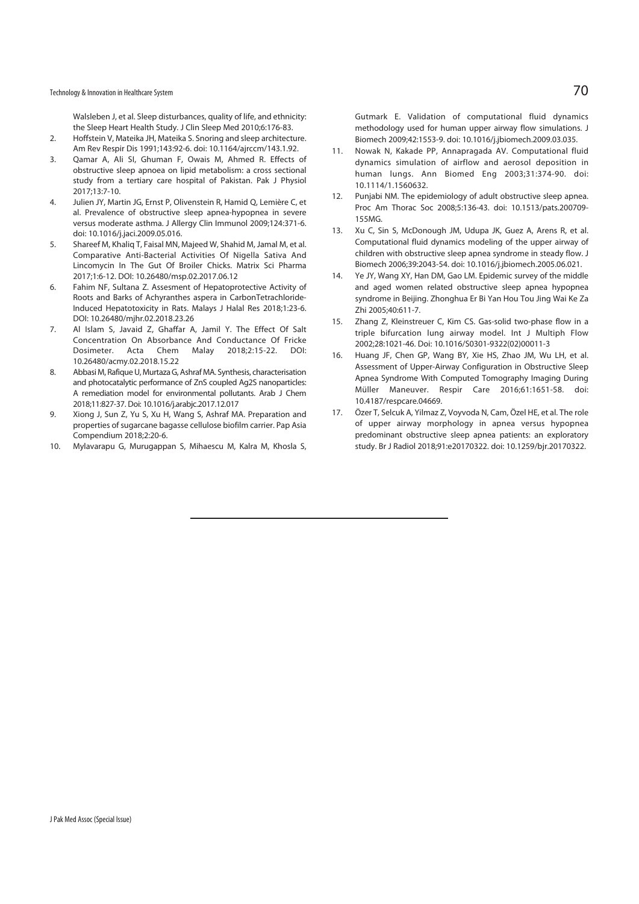Walsleben J, et al. Sleep disturbances, quality of life, and ethnicity: the Sleep Heart Health Study. J Clin Sleep Med 2010;6:176-83.

2. Hoffstein V, Mateika JH, Mateika S. Snoring and sleep architecture. Am Rev Respir Dis 1991;143:92-6. doi: 10.1164/ajrccm/143.1.92.
3. Qamar A, Ali SI, Ghuman F, Owais M, Ahmed R. Effects of obstructive sleep apnoea on lipid metabolism: a cross sectional study from a tertiary care hospital of Pakistan. Pak J Physiol 2017;13:7-10.
4. Julien JY, Martin JG, Ernst P, Olivenstein R, Hamid Q, Lemière C, et al. Prevalence of obstructive sleep apnea-hypopnea in severe versus moderate asthma. J Allergy Clin Immunol 2009;124:371-6. doi: 10.1016/j.jaci.2009.05.016.
5. Shareef M, Khaliq T, Faisal MN, Majeed W, Shahid M, Jamal M, et al. Comparative Anti-Bacterial Activities Of Nigella Sativa And Lincomycin In The Gut Of Broiler Chicks. Matrix Sci Pharma 2017;1:6-12. DOI: 10.26480/msp.02.2017.06.12
6. Fahim NF, Sultana Z. Assesment of Hepatoprotective Activity of Roots and Barks of Achyranthes aspera in CarbonTetrachloride-Induced Hepatotoxicity in Rats. Malays J Halal Res 2018;1:23-6. DOI: 10.26480/mjhr.02.2018.23.26
7. Al Islam S, Javaid Z, Ghaffar A, Jamil Y. The Effect Of Salt Concentration On Absorbance And Conductance Of Fricke Dosimeter. Acta Chem Malay 2018;2:15-22. DOI: 10.26480/acmy.02.2018.15.22
8. Abbasi M, Rafique U, Murtaza G, Ashraf MA. Synthesis, characterisation and photocatalytic performance of ZnS coupled Ag2S nanoparticles: A remediation model for environmental pollutants. Arab J Chem 2018;11:827-37. Doi: 10.1016/j.arabjc.2017.12.017
9. Xiong J, Sun Z, Yu S, Xu H, Wang S, Ashraf MA. Preparation and properties of sugarcane bagasse cellulose biofilm carrier. Pap Asia Compendium 2018;2:20-6.
10. Mylavarapu G, Murugappan S, Mihaescu M, Kalra M, Khosla S, Gutmark E. Validation of computational fluid dynamics methodology used for human upper airway flow simulations. J Biomech 2009;42:1553-9. doi: 10.1016/j.jbiomech.2009.03.035.
11. Nowak N, Kakade PP, Annapragada AV. Computational fluid dynamics simulation of airflow and aerosol deposition in human lungs. Ann Biomed Eng 2003;31:374-90. doi: 10.1114/1.1560632.
12. Punjabi NM. The epidemiology of adult obstructive sleep apnea. Proc Am Thorac Soc 2008;5:136-43. doi: 10.1513/pats.200709-155MG.
13. Xu C, Sin S, McDonough JM, Udupa JK, Guez A, Arens R, et al. Computational fluid dynamics modeling of the upper airway of children with obstructive sleep apnea syndrome in steady flow. J Biomech 2006;39:2043-54. doi: 10.1016/j.jbiomech.2005.06.021.
14. Ye JY, Wang XY, Han DM, Gao LM. Epidemic survey of the middle and aged women related obstructive sleep apnea hypopnea syndrome in Beijing. Zhonghua Er Bi Yan Hou Tou Jing Wai Ke Za Zhi 2005;40:611-7.
15. Zhang Z, Kleinstreuer C, Kim CS. Gas-solid two-phase flow in a triple bifurcation lung airway model. Int J Multiph Flow 2002;28:1021-46. Doi: 10.1016/S0301-9322(02)00011-3
16. Huang JF, Chen GP, Wang BY, Xie HS, Zhao JM, Wu LH, et al. Assessment of Upper-Airway Configuration in Obstructive Sleep Apnea Syndrome With Computed Tomography Imaging During Müller Maneuver. Respir Care 2016;61:1651-58. doi: 10.4187/respcare.04669.
17. Özer T, Selcuk A, Yilmaz Z, Voyvoda N, Cam, Özel HE, et al. The role of upper airway morphology in apnea versus hypopnea predominant obstructive sleep apnea patients: an exploratory study. Br J Radiol 2018;91:e20170322. doi: 10.1259/bjr.20170322.